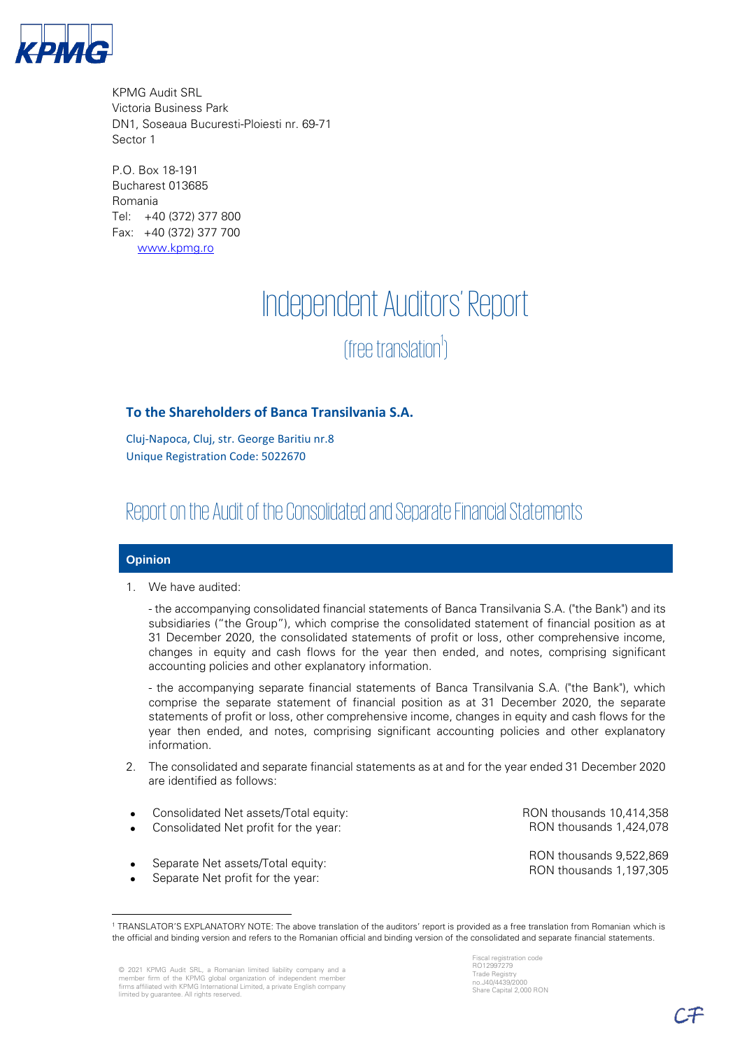KPMG Audit SRL
Victoria Business Park
DN1, Soseaua Bucuresti-Ploiesti nr. 69-71
Sector 1

P.O. Box 18-191
Bucharest 013685
Romania
Tel: +40 (372) 377 800
Fax: +40 (372) 377 700
www.kpmg.ro

# Independent Auditors' Report

(free translation[1])

**To the Shareholders of Banca Transilvania S.A.**

Cluj-Napoca, Cluj, str. George Baritiu nr.8
Unique Registration Code: 5022670

## Report on the Audit of the Consolidated and Separate Financial Statements

### Opinion

1. We have audited:

   - the accompanying consolidated financial statements of Banca Transilvania S.A. ("the Bank") and its subsidiaries ("the Group"), which comprise the consolidated statement of financial position as at 31 December 2020, the consolidated statements of profit or loss, other comprehensive income, changes in equity and cash flows for the year then ended, and notes, comprising significant accounting policies and other explanatory information.

   - the accompanying separate financial statements of Banca Transilvania S.A. ("the Bank"), which comprise the separate statement of financial position as at 31 December 2020, the separate statements of profit or loss, other comprehensive income, changes in equity and cash flows for the year then ended, and notes, comprising significant accounting policies and other explanatory information.

2. The consolidated and separate financial statements as at and for the year ended 31 December 2020 are identified as follows:

- Consolidated Net assets/Total equity: RON thousands 10,414,358
- Consolidated Net profit for the year: RON thousands 1,424,078

- Separate Net assets/Total equity: RON thousands 9,522,869
- Separate Net profit for the year: RON thousands 1,197,305

[1] TRANSLATOR'S EXPLANATORY NOTE: The above translation of the auditors' report is provided as a free translation from Romanian which is the official and binding version and refers to the Romanian official and binding version of the consolidated and separate financial statements.

© 2021 KPMG Audit SRL, a Romanian limited liability company and a member firm of the KPMG global organization of independent member firms affiliated with KPMG International Limited, a private English company limited by guarantee. All rights reserved.

Fiscal registration code RO12997279
Trade Registry no.J40/4439/2000
Share Capital 2,000 RON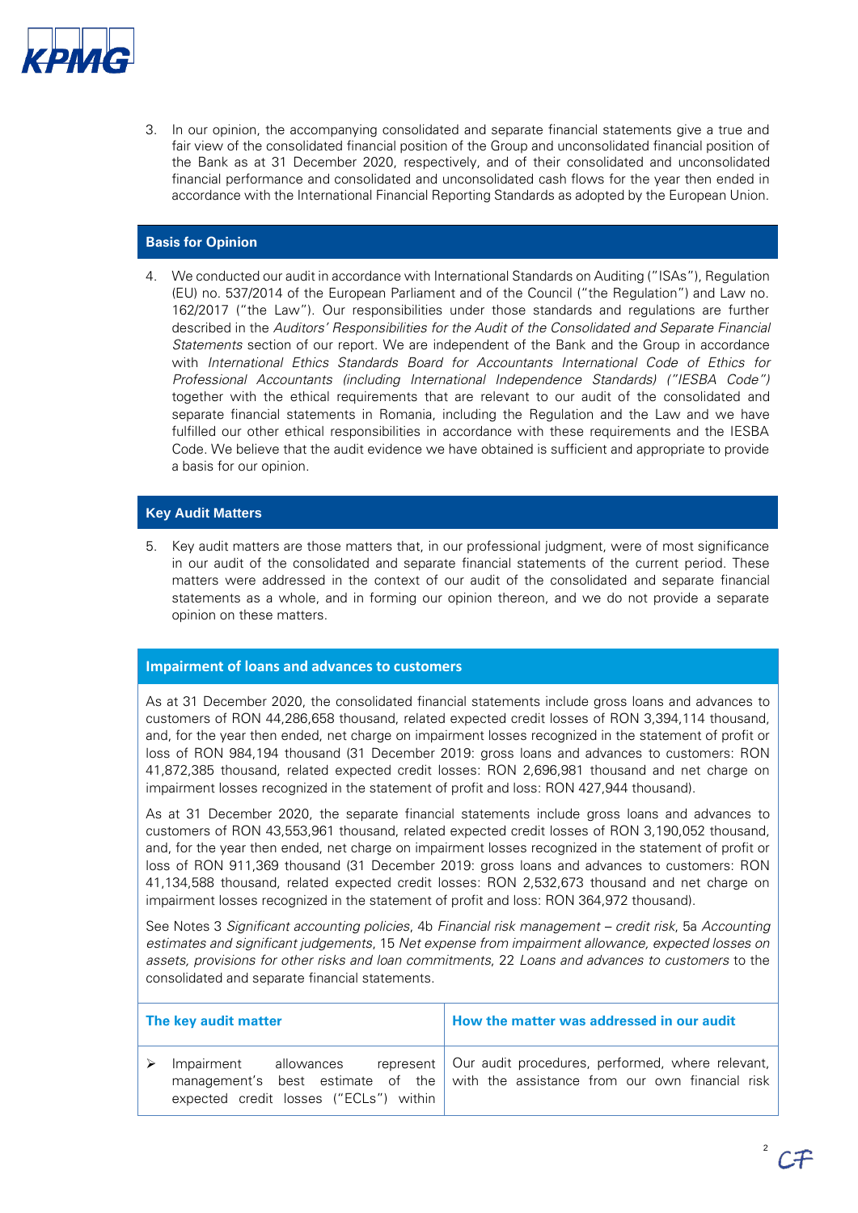3. In our opinion, the accompanying consolidated and separate financial statements give a true and fair view of the consolidated financial position of the Group and unconsolidated financial position of the Bank as at 31 December 2020, respectively, and of their consolidated and unconsolidated financial performance and consolidated and unconsolidated cash flows for the year then ended in accordance with the International Financial Reporting Standards as adopted by the European Union.

## Basis for Opinion

4. We conducted our audit in accordance with International Standards on Auditing ("ISAs"), Regulation (EU) no. 537/2014 of the European Parliament and of the Council ("the Regulation") and Law no. 162/2017 ("the Law"). Our responsibilities under those standards and regulations are further described in the *Auditors' Responsibilities for the Audit of the Consolidated and Separate Financial Statements* section of our report. We are independent of the Bank and the Group in accordance with *International Ethics Standards Board for Accountants International Code of Ethics for Professional Accountants (including International Independence Standards) ("IESBA Code")* together with the ethical requirements that are relevant to our audit of the consolidated and separate financial statements in Romania, including the Regulation and the Law and we have fulfilled our other ethical responsibilities in accordance with these requirements and the IESBA Code. We believe that the audit evidence we have obtained is sufficient and appropriate to provide a basis for our opinion.

## Key Audit Matters

5. Key audit matters are those matters that, in our professional judgment, were of most significance in our audit of the consolidated and separate financial statements of the current period. These matters were addressed in the context of our audit of the consolidated and separate financial statements as a whole, and in forming our opinion thereon, and we do not provide a separate opinion on these matters.

### Impairment of loans and advances to customers

As at 31 December 2020, the consolidated financial statements include gross loans and advances to customers of RON 44,286,658 thousand, related expected credit losses of RON 3,394,114 thousand, and, for the year then ended, net charge on impairment losses recognized in the statement of profit or loss of RON 984,194 thousand (31 December 2019: gross loans and advances to customers: RON 41,872,385 thousand, related expected credit losses: RON 2,696,981 thousand and net charge on impairment losses recognized in the statement of profit and loss: RON 427,944 thousand).

As at 31 December 2020, the separate financial statements include gross loans and advances to customers of RON 43,553,961 thousand, related expected credit losses of RON 3,190,052 thousand, and, for the year then ended, net charge on impairment losses recognized in the statement of profit or loss of RON 911,369 thousand (31 December 2019: gross loans and advances to customers: RON 41,134,588 thousand, related expected credit losses: RON 2,532,673 thousand and net charge on impairment losses recognized in the statement of profit and loss: RON 364,972 thousand).

See Notes 3 *Significant accounting policies*, 4b *Financial risk management – credit risk*, 5a *Accounting estimates and significant judgements*, 15 *Net expense from impairment allowance, expected losses on assets, provisions for other risks and loan commitments*, 22 *Loans and advances to customers* to the consolidated and separate financial statements.

| The key audit matter | How the matter was addressed in our audit |
|---|---|
| ➢ Impairment allowances represent management's best estimate of the expected credit losses ("ECLs") within | Our audit procedures, performed, where relevant, with the assistance from our own financial risk |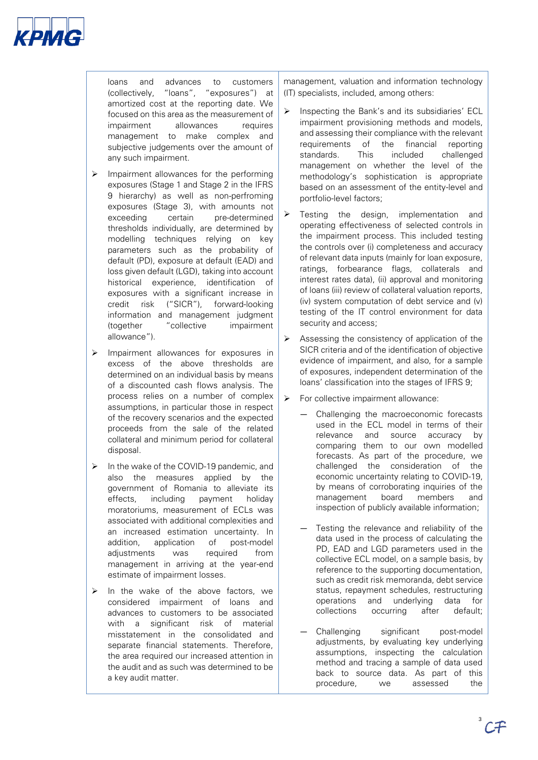loans and advances to customers (collectively, "loans", "exposures") at amortized cost at the reporting date. We focused on this area as the measurement of impairment allowances requires management to make complex and subjective judgements over the amount of any such impairment.

- Impairment allowances for the performing exposures (Stage 1 and Stage 2 in the IFRS 9 hierarchy) as well as non-perfroming exposures (Stage 3), with amounts not exceeding certain pre-determined thresholds individually, are determined by modelling techniques relying on key parameters such as the probability of default (PD), exposure at default (EAD) and loss given default (LGD), taking into account historical experience, identification of exposures with a significant increase in credit risk ("SICR"), forward-looking information and management judgment (together "collective impairment allowance").
- Impairment allowances for exposures in excess of the above thresholds are determined on an individual basis by means of a discounted cash flows analysis. The process relies on a number of complex assumptions, in particular those in respect of the recovery scenarios and the expected proceeds from the sale of the related collateral and minimum period for collateral disposal.
- In the wake of the COVID-19 pandemic, and also the measures applied by the government of Romania to alleviate its effects, including payment holiday moratoriums, measurement of ECLs was associated with additional complexities and an increased estimation uncertainty. In addition, application of post-model adjustments was required from management in arriving at the year-end estimate of impairment losses.
- In the wake of the above factors, we considered impairment of loans and advances to customers to be associated with a significant risk of material misstatement in the consolidated and separate financial statements. Therefore, the area required our increased attention in the audit and as such was determined to be a key audit matter.

management, valuation and information technology (IT) specialists, included, among others:

- Inspecting the Bank's and its subsidiaries' ECL impairment provisioning methods and models, and assessing their compliance with the relevant requirements of the financial reporting standards. This included challenged management on whether the level of the methodology's sophistication is appropriate based on an assessment of the entity-level and portfolio-level factors;
- Testing the design, implementation and operating effectiveness of selected controls in the impairment process. This included testing the controls over (i) completeness and accuracy of relevant data inputs (mainly for loan exposure, ratings, forbearance flags, collaterals and interest rates data), (ii) approval and monitoring of loans (iii) review of collateral valuation reports, (iv) system computation of debt service and (v) testing of the IT control environment for data security and access;
- Assessing the consistency of application of the SICR criteria and of the identification of objective evidence of impairment, and also, for a sample of exposures, independent determination of the loans' classification into the stages of IFRS 9;
- For collective impairment allowance:
  - Challenging the macroeconomic forecasts used in the ECL model in terms of their relevance and source accuracy by comparing them to our own modelled forecasts. As part of the procedure, we challenged the consideration of the economic uncertainty relating to COVID-19, by means of corroborating inquiries of the management board members and inspection of publicly available information;
  - Testing the relevance and reliability of the data used in the process of calculating the PD, EAD and LGD parameters used in the collective ECL model, on a sample basis, by reference to the supporting documentation, such as credit risk memoranda, debt service status, repayment schedules, restructuring operations and underlying data for collections occurring after default;
  - Challenging significant post-model adjustments, by evaluating key underlying assumptions, inspecting the calculation method and tracing a sample of data used back to source data. As part of this procedure, we assessed the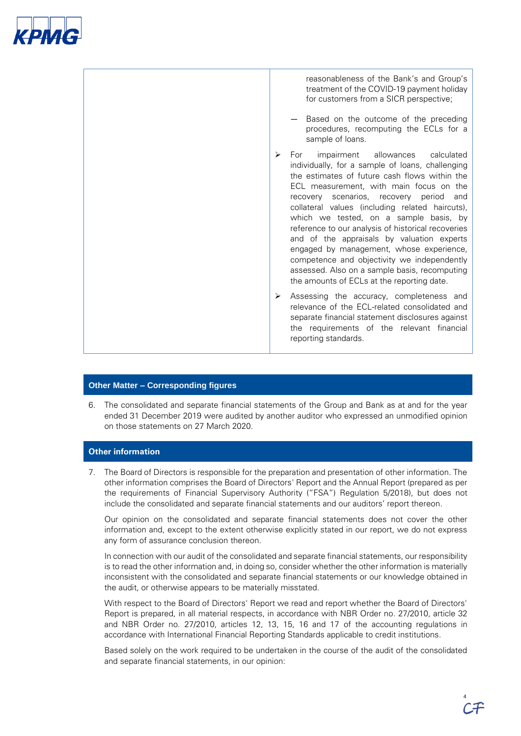| | reasonableness of the Bank's and Group's treatment of the COVID-19 payment holiday for customers from a SICR perspective;<br><br>— Based on the outcome of the preceding procedures, recomputing the ECLs for a sample of loans.<br><br>➢ For impairment allowances calculated individually, for a sample of loans, challenging the estimates of future cash flows within the ECL measurement, with main focus on the recovery scenarios, recovery period and collateral values (including related haircuts), which we tested, on a sample basis, by reference to our analysis of historical recoveries and of the appraisals by valuation experts engaged by management, whose experience, competence and objectivity we independently assessed. Also on a sample basis, recomputing the amounts of ECLs at the reporting date.<br><br>➢ Assessing the accuracy, completeness and relevance of the ECL-related consolidated and separate financial statement disclosures against the requirements of the relevant financial reporting standards. |
|---|---|

### Other Matter – Corresponding figures

6. The consolidated and separate financial statements of the Group and Bank as at and for the year ended 31 December 2019 were audited by another auditor who expressed an unmodified opinion on those statements on 27 March 2020.

### Other information

7. The Board of Directors is responsible for the preparation and presentation of other information. The other information comprises the Board of Directors' Report and the Annual Report (prepared as per the requirements of Financial Supervisory Authority ("FSA") Regulation 5/2018), but does not include the consolidated and separate financial statements and our auditors' report thereon.

   Our opinion on the consolidated and separate financial statements does not cover the other information and, except to the extent otherwise explicitly stated in our report, we do not express any form of assurance conclusion thereon.

   In connection with our audit of the consolidated and separate financial statements, our responsibility is to read the other information and, in doing so, consider whether the other information is materially inconsistent with the consolidated and separate financial statements or our knowledge obtained in the audit, or otherwise appears to be materially misstated.

   With respect to the Board of Directors' Report we read and report whether the Board of Directors' Report is prepared, in all material respects, in accordance with NBR Order no. 27/2010, article 32 and NBR Order no. 27/2010, articles 12, 13, 15, 16 and 17 of the accounting regulations in accordance with International Financial Reporting Standards applicable to credit institutions.

   Based solely on the work required to be undertaken in the course of the audit of the consolidated and separate financial statements, in our opinion: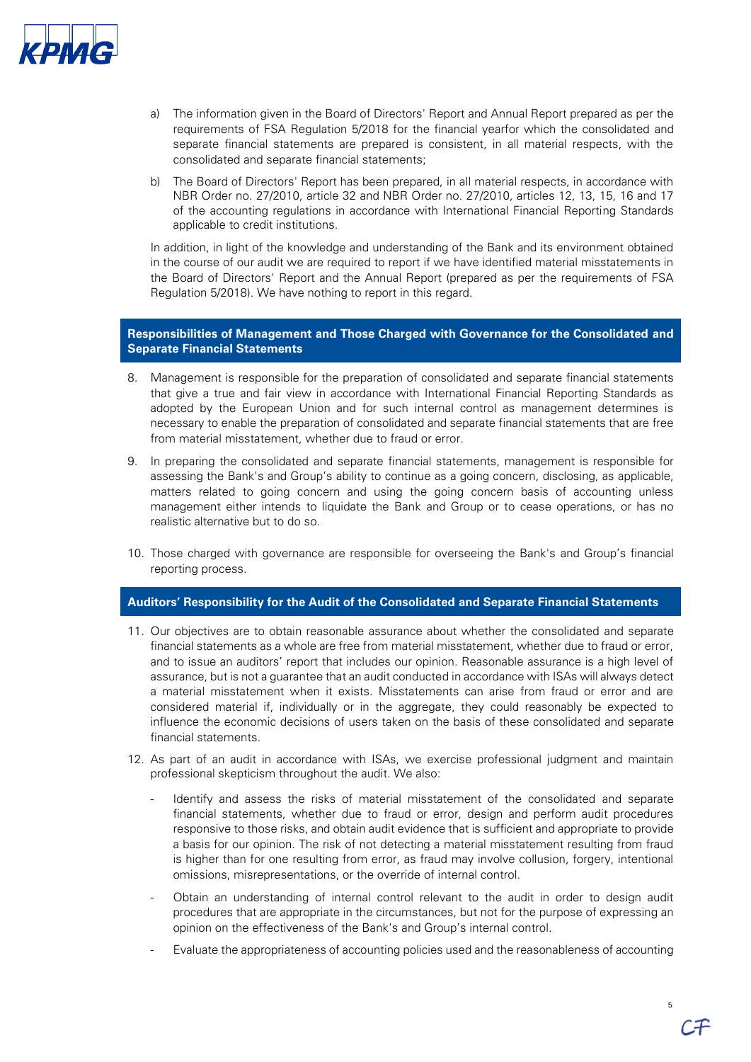a) The information given in the Board of Directors' Report and Annual Report prepared as per the requirements of FSA Regulation 5/2018 for the financial yearfor which the consolidated and separate financial statements are prepared is consistent, in all material respects, with the consolidated and separate financial statements;

b) The Board of Directors' Report has been prepared, in all material respects, in accordance with NBR Order no. 27/2010, article 32 and NBR Order no. 27/2010, articles 12, 13, 15, 16 and 17 of the accounting regulations in accordance with International Financial Reporting Standards applicable to credit institutions.

In addition, in light of the knowledge and understanding of the Bank and its environment obtained in the course of our audit we are required to report if we have identified material misstatements in the Board of Directors' Report and the Annual Report (prepared as per the requirements of FSA Regulation 5/2018). We have nothing to report in this regard.

## Responsibilities of Management and Those Charged with Governance for the Consolidated and Separate Financial Statements

8. Management is responsible for the preparation of consolidated and separate financial statements that give a true and fair view in accordance with International Financial Reporting Standards as adopted by the European Union and for such internal control as management determines is necessary to enable the preparation of consolidated and separate financial statements that are free from material misstatement, whether due to fraud or error.

9. In preparing the consolidated and separate financial statements, management is responsible for assessing the Bank's and Group's ability to continue as a going concern, disclosing, as applicable, matters related to going concern and using the going concern basis of accounting unless management either intends to liquidate the Bank and Group or to cease operations, or has no realistic alternative but to do so.

10. Those charged with governance are responsible for overseeing the Bank's and Group's financial reporting process.

## Auditors' Responsibility for the Audit of the Consolidated and Separate Financial Statements

11. Our objectives are to obtain reasonable assurance about whether the consolidated and separate financial statements as a whole are free from material misstatement, whether due to fraud or error, and to issue an auditors' report that includes our opinion. Reasonable assurance is a high level of assurance, but is not a guarantee that an audit conducted in accordance with ISAs will always detect a material misstatement when it exists. Misstatements can arise from fraud or error and are considered material if, individually or in the aggregate, they could reasonably be expected to influence the economic decisions of users taken on the basis of these consolidated and separate financial statements.

12. As part of an audit in accordance with ISAs, we exercise professional judgment and maintain professional skepticism throughout the audit. We also:

    - Identify and assess the risks of material misstatement of the consolidated and separate financial statements, whether due to fraud or error, design and perform audit procedures responsive to those risks, and obtain audit evidence that is sufficient and appropriate to provide a basis for our opinion. The risk of not detecting a material misstatement resulting from fraud is higher than for one resulting from error, as fraud may involve collusion, forgery, intentional omissions, misrepresentations, or the override of internal control.

    - Obtain an understanding of internal control relevant to the audit in order to design audit procedures that are appropriate in the circumstances, but not for the purpose of expressing an opinion on the effectiveness of the Bank's and Group's internal control.

    - Evaluate the appropriateness of accounting policies used and the reasonableness of accounting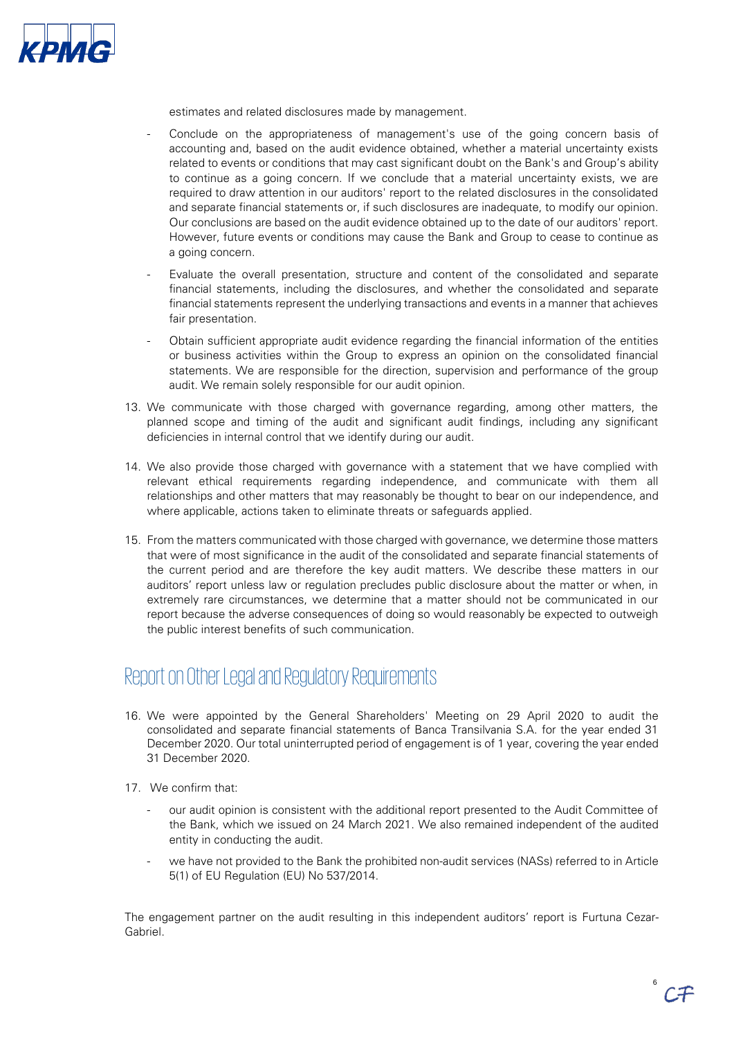estimates and related disclosures made by management.

- Conclude on the appropriateness of management's use of the going concern basis of accounting and, based on the audit evidence obtained, whether a material uncertainty exists related to events or conditions that may cast significant doubt on the Bank's and Group's ability to continue as a going concern. If we conclude that a material uncertainty exists, we are required to draw attention in our auditors' report to the related disclosures in the consolidated and separate financial statements or, if such disclosures are inadequate, to modify our opinion. Our conclusions are based on the audit evidence obtained up to the date of our auditors' report. However, future events or conditions may cause the Bank and Group to cease to continue as a going concern.
- Evaluate the overall presentation, structure and content of the consolidated and separate financial statements, including the disclosures, and whether the consolidated and separate financial statements represent the underlying transactions and events in a manner that achieves fair presentation.
- Obtain sufficient appropriate audit evidence regarding the financial information of the entities or business activities within the Group to express an opinion on the consolidated financial statements. We are responsible for the direction, supervision and performance of the group audit. We remain solely responsible for our audit opinion.

13. We communicate with those charged with governance regarding, among other matters, the planned scope and timing of the audit and significant audit findings, including any significant deficiencies in internal control that we identify during our audit.

14. We also provide those charged with governance with a statement that we have complied with relevant ethical requirements regarding independence, and communicate with them all relationships and other matters that may reasonably be thought to bear on our independence, and where applicable, actions taken to eliminate threats or safeguards applied.

15. From the matters communicated with those charged with governance, we determine those matters that were of most significance in the audit of the consolidated and separate financial statements of the current period and are therefore the key audit matters. We describe these matters in our auditors' report unless law or regulation precludes public disclosure about the matter or when, in extremely rare circumstances, we determine that a matter should not be communicated in our report because the adverse consequences of doing so would reasonably be expected to outweigh the public interest benefits of such communication.

## Report on Other Legal and Regulatory Requirements

16. We were appointed by the General Shareholders' Meeting on 29 April 2020 to audit the consolidated and separate financial statements of Banca Transilvania S.A. for the year ended 31 December 2020. Our total uninterrupted period of engagement is of 1 year, covering the year ended 31 December 2020.

17. We confirm that:

    - our audit opinion is consistent with the additional report presented to the Audit Committee of the Bank, which we issued on 24 March 2021. We also remained independent of the audited entity in conducting the audit.
    - we have not provided to the Bank the prohibited non-audit services (NASs) referred to in Article 5(1) of EU Regulation (EU) No 537/2014.

The engagement partner on the audit resulting in this independent auditors' report is Furtuna Cezar-Gabriel.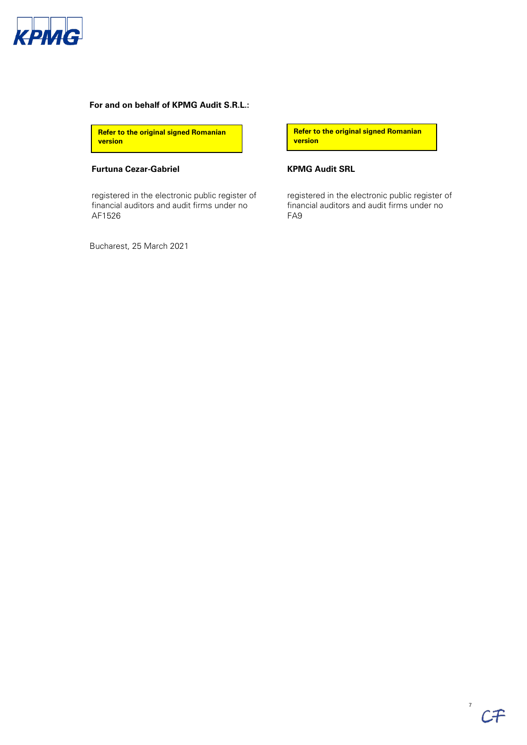**For and on behalf of KPMG Audit S.R.L.:**

**Refer to the original signed Romanian version**

**Furtuna Cezar-Gabriel**

registered in the electronic public register of financial auditors and audit firms under no AF1526

**Refer to the original signed Romanian version**

**KPMG Audit SRL**

registered in the electronic public register of financial auditors and audit firms under no FA9

Bucharest, 25 March 2021